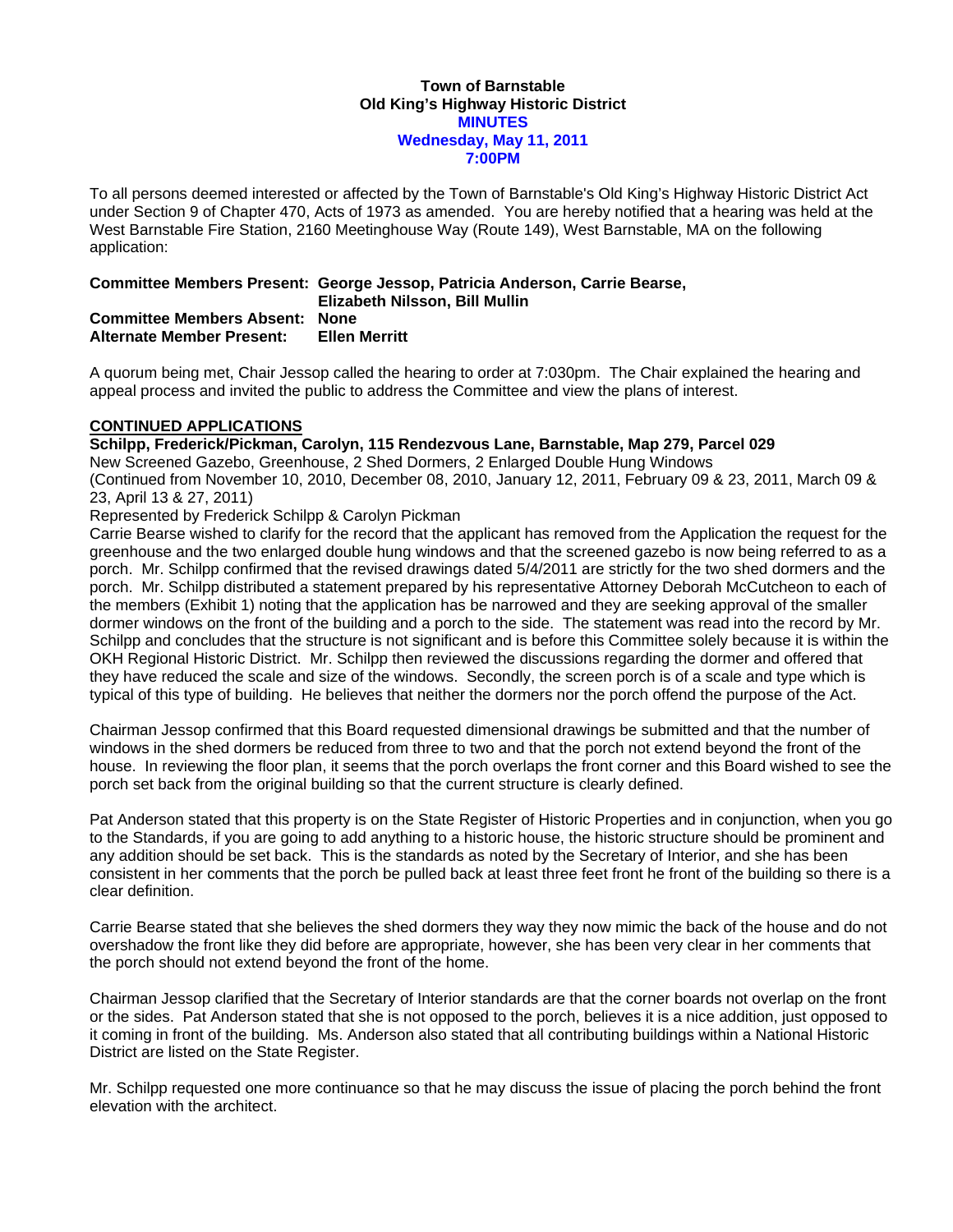**Town of Barnstable**
**Old King's Highway Historic District**
**MINUTES**
**Wednesday, May 11, 2011**
**7:00PM**

To all persons deemed interested or affected by the Town of Barnstable's Old King's Highway Historic District Act under Section 9 of Chapter 470, Acts of 1973 as amended. You are hereby notified that a hearing was held at the West Barnstable Fire Station, 2160 Meetinghouse Way (Route 149), West Barnstable, MA on the following application:

**Committee Members Present: George Jessop, Patricia Anderson, Carrie Bearse, Elizabeth Nilsson, Bill Mullin**
**Committee Members Absent: None**
**Alternate Member Present: Ellen Merritt**

A quorum being met, Chair Jessop called the hearing to order at 7:030pm. The Chair explained the hearing and appeal process and invited the public to address the Committee and view the plans of interest.

**CONTINUED APPLICATIONS**

**Schilpp, Frederick/Pickman, Carolyn, 115 Rendezvous Lane, Barnstable, Map 279, Parcel 029**
New Screened Gazebo, Greenhouse, 2 Shed Dormers, 2 Enlarged Double Hung Windows
(Continued from November 10, 2010, December 08, 2010, January 12, 2011, February 09 & 23, 2011, March 09 & 23, April 13 & 27, 2011)
Represented by Frederick Schilpp & Carolyn Pickman
Carrie Bearse wished to clarify for the record that the applicant has removed from the Application the request for the greenhouse and the two enlarged double hung windows and that the screened gazebo is now being referred to as a porch. Mr. Schilpp confirmed that the revised drawings dated 5/4/2011 are strictly for the two shed dormers and the porch. Mr. Schilpp distributed a statement prepared by his representative Attorney Deborah McCutcheon to each of the members (Exhibit 1) noting that the application has be narrowed and they are seeking approval of the smaller dormer windows on the front of the building and a porch to the side. The statement was read into the record by Mr. Schilpp and concludes that the structure is not significant and is before this Committee solely because it is within the OKH Regional Historic District. Mr. Schilpp then reviewed the discussions regarding the dormer and offered that they have reduced the scale and size of the windows. Secondly, the screen porch is of a scale and type which is typical of this type of building. He believes that neither the dormers nor the porch offend the purpose of the Act.

Chairman Jessop confirmed that this Board requested dimensional drawings be submitted and that the number of windows in the shed dormers be reduced from three to two and that the porch not extend beyond the front of the house. In reviewing the floor plan, it seems that the porch overlaps the front corner and this Board wished to see the porch set back from the original building so that the current structure is clearly defined.

Pat Anderson stated that this property is on the State Register of Historic Properties and in conjunction, when you go to the Standards, if you are going to add anything to a historic house, the historic structure should be prominent and any addition should be set back. This is the standards as noted by the Secretary of Interior, and she has been consistent in her comments that the porch be pulled back at least three feet front he front of the building so there is a clear definition.

Carrie Bearse stated that she believes the shed dormers they way they now mimic the back of the house and do not overshadow the front like they did before are appropriate, however, she has been very clear in her comments that the porch should not extend beyond the front of the home.

Chairman Jessop clarified that the Secretary of Interior standards are that the corner boards not overlap on the front or the sides. Pat Anderson stated that she is not opposed to the porch, believes it is a nice addition, just opposed to it coming in front of the building. Ms. Anderson also stated that all contributing buildings within a National Historic District are listed on the State Register.

Mr. Schilpp requested one more continuance so that he may discuss the issue of placing the porch behind the front elevation with the architect.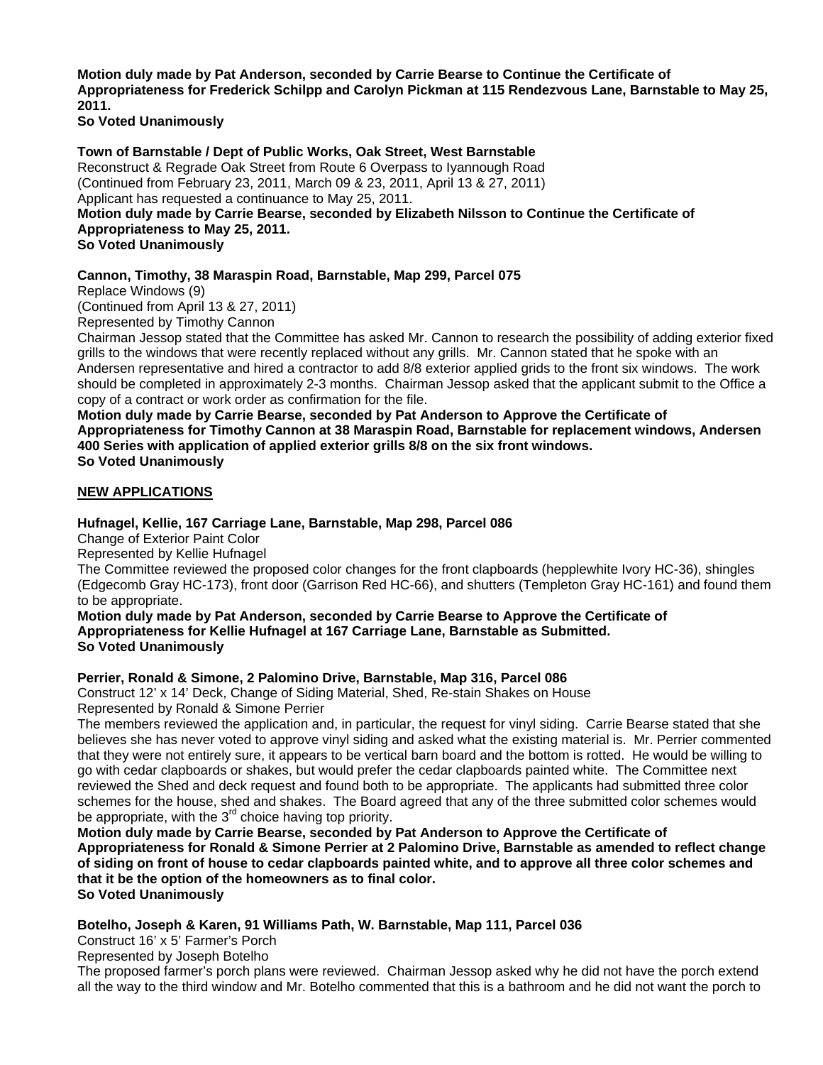**Motion duly made by Pat Anderson, seconded by Carrie Bearse to Continue the Certificate of Appropriateness for Frederick Schilpp and Carolyn Pickman at 115 Rendezvous Lane, Barnstable to May 25, 2011.**
**So Voted Unanimously**

**Town of Barnstable / Dept of Public Works, Oak Street, West Barnstable**
Reconstruct & Regrade Oak Street from Route 6 Overpass to Iyannough Road
(Continued from February 23, 2011, March 09 & 23, 2011, April 13 & 27, 2011)
Applicant has requested a continuance to May 25, 2011.
**Motion duly made by Carrie Bearse, seconded by Elizabeth Nilsson to Continue the Certificate of Appropriateness to May 25, 2011.**
**So Voted Unanimously**

**Cannon, Timothy, 38 Maraspin Road, Barnstable, Map 299, Parcel 075**
Replace Windows (9)
(Continued from April 13 & 27, 2011)
Represented by Timothy Cannon
Chairman Jessop stated that the Committee has asked Mr. Cannon to research the possibility of adding exterior fixed grills to the windows that were recently replaced without any grills. Mr. Cannon stated that he spoke with an Andersen representative and hired a contractor to add 8/8 exterior applied grids to the front six windows. The work should be completed in approximately 2-3 months. Chairman Jessop asked that the applicant submit to the Office a copy of a contract or work order as confirmation for the file.
**Motion duly made by Carrie Bearse, seconded by Pat Anderson to Approve the Certificate of Appropriateness for Timothy Cannon at 38 Maraspin Road, Barnstable for replacement windows, Andersen 400 Series with application of applied exterior grills 8/8 on the six front windows.**
**So Voted Unanimously**

**NEW APPLICATIONS**

**Hufnagel, Kellie, 167 Carriage Lane, Barnstable, Map 298, Parcel 086**
Change of Exterior Paint Color
Represented by Kellie Hufnagel
The Committee reviewed the proposed color changes for the front clapboards (hepplewhite Ivory HC-36), shingles (Edgecomb Gray HC-173), front door (Garrison Red HC-66), and shutters (Templeton Gray HC-161) and found them to be appropriate.
**Motion duly made by Pat Anderson, seconded by Carrie Bearse to Approve the Certificate of Appropriateness for Kellie Hufnagel at 167 Carriage Lane, Barnstable as Submitted.**
**So Voted Unanimously**

**Perrier, Ronald & Simone, 2 Palomino Drive, Barnstable, Map 316, Parcel 086**
Construct 12' x 14' Deck, Change of Siding Material, Shed, Re-stain Shakes on House
Represented by Ronald & Simone Perrier
The members reviewed the application and, in particular, the request for vinyl siding. Carrie Bearse stated that she believes she has never voted to approve vinyl siding and asked what the existing material is. Mr. Perrier commented that they were not entirely sure, it appears to be vertical barn board and the bottom is rotted. He would be willing to go with cedar clapboards or shakes, but would prefer the cedar clapboards painted white. The Committee next reviewed the Shed and deck request and found both to be appropriate. The applicants had submitted three color schemes for the house, shed and shakes. The Board agreed that any of the three submitted color schemes would be appropriate, with the 3rd choice having top priority.
**Motion duly made by Carrie Bearse, seconded by Pat Anderson to Approve the Certificate of Appropriateness for Ronald & Simone Perrier at 2 Palomino Drive, Barnstable as amended to reflect change of siding on front of house to cedar clapboards painted white, and to approve all three color schemes and that it be the option of the homeowners as to final color.**
**So Voted Unanimously**

**Botelho, Joseph & Karen, 91 Williams Path, W. Barnstable, Map 111, Parcel 036**
Construct 16' x 5' Farmer's Porch
Represented by Joseph Botelho
The proposed farmer's porch plans were reviewed. Chairman Jessop asked why he did not have the porch extend all the way to the third window and Mr. Botelho commented that this is a bathroom and he did not want the porch to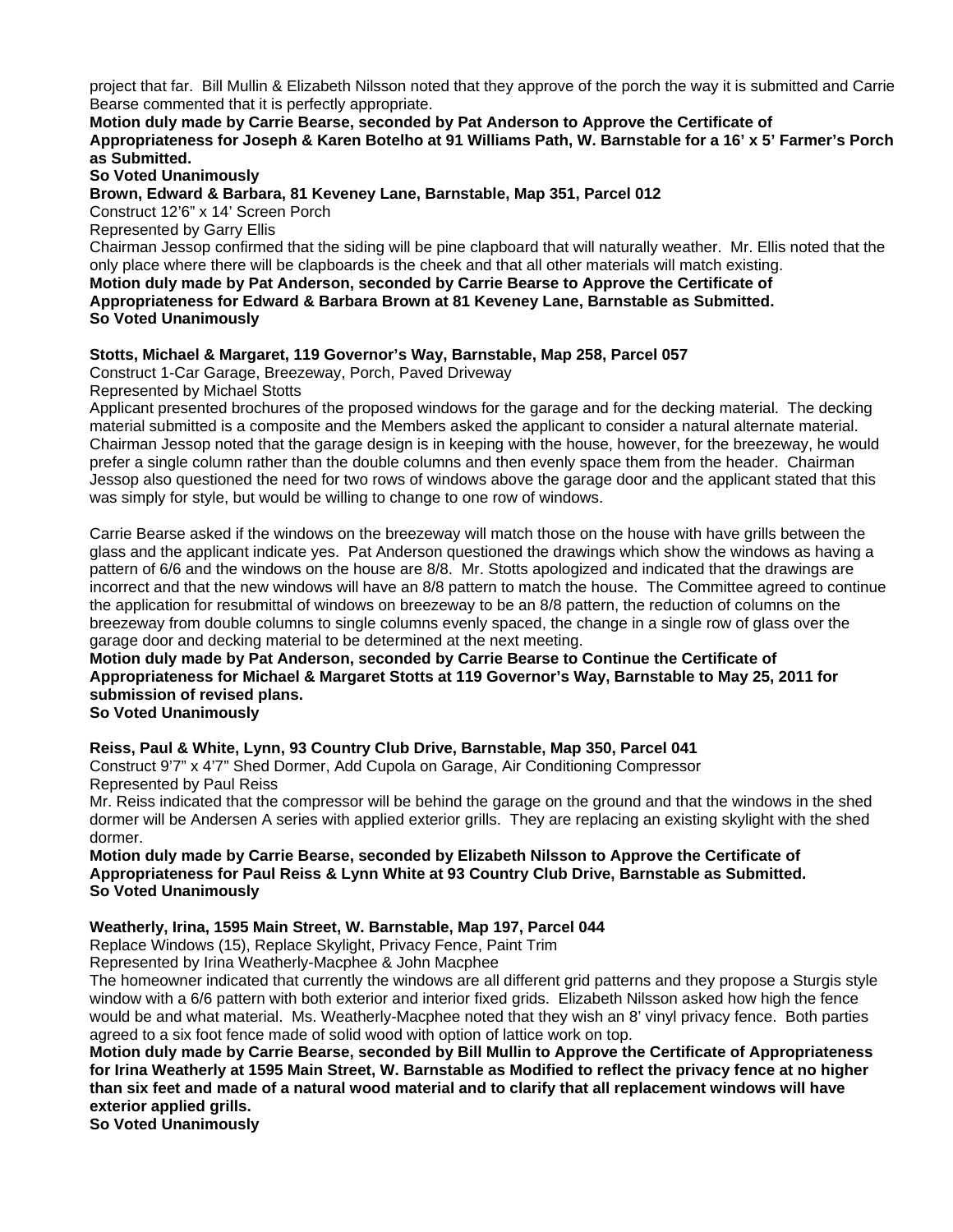project that far. Bill Mullin & Elizabeth Nilsson noted that they approve of the porch the way it is submitted and Carrie Bearse commented that it is perfectly appropriate.

**Motion duly made by Carrie Bearse, seconded by Pat Anderson to Approve the Certificate of Appropriateness for Joseph & Karen Botelho at 91 Williams Path, W. Barnstable for a 16' x 5' Farmer's Porch as Submitted.**

**So Voted Unanimously**

**Brown, Edward & Barbara, 81 Keveney Lane, Barnstable, Map 351, Parcel 012**

Construct 12'6" x 14' Screen Porch

Represented by Garry Ellis

Chairman Jessop confirmed that the siding will be pine clapboard that will naturally weather. Mr. Ellis noted that the only place where there will be clapboards is the cheek and that all other materials will match existing.

**Motion duly made by Pat Anderson, seconded by Carrie Bearse to Approve the Certificate of Appropriateness for Edward & Barbara Brown at 81 Keveney Lane, Barnstable as Submitted.**

**So Voted Unanimously**

**Stotts, Michael & Margaret, 119 Governor's Way, Barnstable, Map 258, Parcel 057**

Construct 1-Car Garage, Breezeway, Porch, Paved Driveway

Represented by Michael Stotts

Applicant presented brochures of the proposed windows for the garage and for the decking material. The decking material submitted is a composite and the Members asked the applicant to consider a natural alternate material. Chairman Jessop noted that the garage design is in keeping with the house, however, for the breezeway, he would prefer a single column rather than the double columns and then evenly space them from the header. Chairman Jessop also questioned the need for two rows of windows above the garage door and the applicant stated that this was simply for style, but would be willing to change to one row of windows.

Carrie Bearse asked if the windows on the breezeway will match those on the house with have grills between the glass and the applicant indicate yes. Pat Anderson questioned the drawings which show the windows as having a pattern of 6/6 and the windows on the house are 8/8. Mr. Stotts apologized and indicated that the drawings are incorrect and that the new windows will have an 8/8 pattern to match the house. The Committee agreed to continue the application for resubmittal of windows on breezeway to be an 8/8 pattern, the reduction of columns on the breezeway from double columns to single columns evenly spaced, the change in a single row of glass over the garage door and decking material to be determined at the next meeting.

**Motion duly made by Pat Anderson, seconded by Carrie Bearse to Continue the Certificate of Appropriateness for Michael & Margaret Stotts at 119 Governor's Way, Barnstable to May 25, 2011 for submission of revised plans.**

**So Voted Unanimously**

**Reiss, Paul & White, Lynn, 93 Country Club Drive, Barnstable, Map 350, Parcel 041**

Construct 9'7" x 4'7" Shed Dormer, Add Cupola on Garage, Air Conditioning Compressor

Represented by Paul Reiss

Mr. Reiss indicated that the compressor will be behind the garage on the ground and that the windows in the shed dormer will be Andersen A series with applied exterior grills. They are replacing an existing skylight with the shed dormer.

**Motion duly made by Carrie Bearse, seconded by Elizabeth Nilsson to Approve the Certificate of Appropriateness for Paul Reiss & Lynn White at 93 Country Club Drive, Barnstable as Submitted.**

**So Voted Unanimously**

**Weatherly, Irina, 1595 Main Street, W. Barnstable, Map 197, Parcel 044**

Replace Windows (15), Replace Skylight, Privacy Fence, Paint Trim

Represented by Irina Weatherly-Macphee & John Macphee

The homeowner indicated that currently the windows are all different grid patterns and they propose a Sturgis style window with a 6/6 pattern with both exterior and interior fixed grids. Elizabeth Nilsson asked how high the fence would be and what material. Ms. Weatherly-Macphee noted that they wish an 8' vinyl privacy fence. Both parties agreed to a six foot fence made of solid wood with option of lattice work on top.

**Motion duly made by Carrie Bearse, seconded by Bill Mullin to Approve the Certificate of Appropriateness for Irina Weatherly at 1595 Main Street, W. Barnstable as Modified to reflect the privacy fence at no higher than six feet and made of a natural wood material and to clarify that all replacement windows will have exterior applied grills.**

**So Voted Unanimously**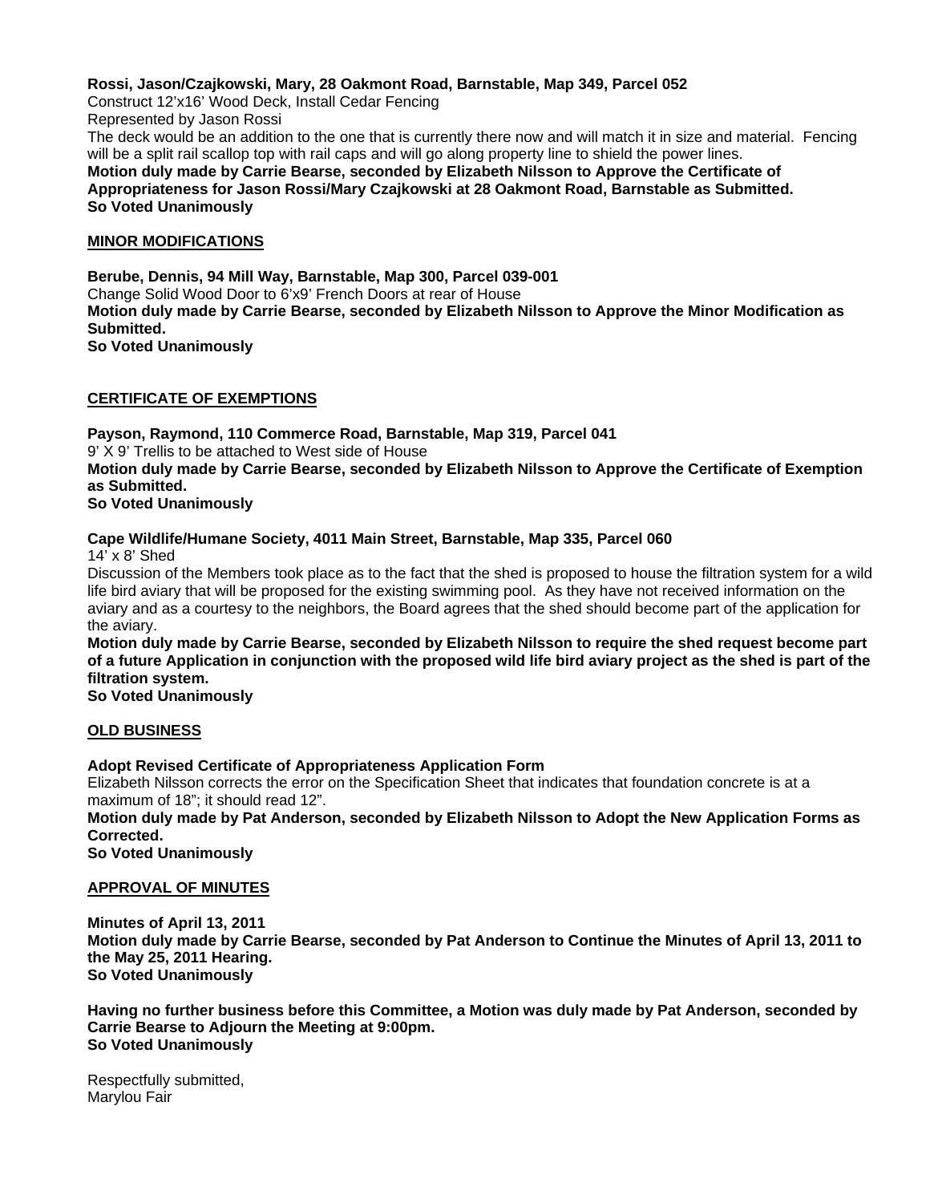**Rossi, Jason/Czajkowski, Mary, 28 Oakmont Road, Barnstable, Map 349, Parcel 052**
Construct 12'x16' Wood Deck, Install Cedar Fencing
Represented by Jason Rossi
The deck would be an addition to the one that is currently there now and will match it in size and material. Fencing will be a split rail scallop top with rail caps and will go along property line to shield the power lines.
**Motion duly made by Carrie Bearse, seconded by Elizabeth Nilsson to Approve the Certificate of Appropriateness for Jason Rossi/Mary Czajkowski at 28 Oakmont Road, Barnstable as Submitted.**
**So Voted Unanimously**

## MINOR MODIFICATIONS

**Berube, Dennis, 94 Mill Way, Barnstable, Map 300, Parcel 039-001**
Change Solid Wood Door to 6'x9' French Doors at rear of House
**Motion duly made by Carrie Bearse, seconded by Elizabeth Nilsson to Approve the Minor Modification as Submitted.**
**So Voted Unanimously**

## CERTIFICATE OF EXEMPTIONS

**Payson, Raymond, 110 Commerce Road, Barnstable, Map 319, Parcel 041**
9' X 9' Trellis to be attached to West side of House
**Motion duly made by Carrie Bearse, seconded by Elizabeth Nilsson to Approve the Certificate of Exemption as Submitted.**
**So Voted Unanimously**

**Cape Wildlife/Humane Society, 4011 Main Street, Barnstable, Map 335, Parcel 060**
14' x 8' Shed
Discussion of the Members took place as to the fact that the shed is proposed to house the filtration system for a wild life bird aviary that will be proposed for the existing swimming pool. As they have not received information on the aviary and as a courtesy to the neighbors, the Board agrees that the shed should become part of the application for the aviary.
**Motion duly made by Carrie Bearse, seconded by Elizabeth Nilsson to require the shed request become part of a future Application in conjunction with the proposed wild life bird aviary project as the shed is part of the filtration system.**
**So Voted Unanimously**

## OLD BUSINESS

**Adopt Revised Certificate of Appropriateness Application Form**
Elizabeth Nilsson corrects the error on the Specification Sheet that indicates that foundation concrete is at a maximum of 18"; it should read 12".
**Motion duly made by Pat Anderson, seconded by Elizabeth Nilsson to Adopt the New Application Forms as Corrected.**
**So Voted Unanimously**

## APPROVAL OF MINUTES

**Minutes of April 13, 2011**
**Motion duly made by Carrie Bearse, seconded by Pat Anderson to Continue the Minutes of April 13, 2011 to the May 25, 2011 Hearing.**
**So Voted Unanimously**

**Having no further business before this Committee, a Motion was duly made by Pat Anderson, seconded by Carrie Bearse to Adjourn the Meeting at 9:00pm.**
**So Voted Unanimously**

Respectfully submitted,
Marylou Fair